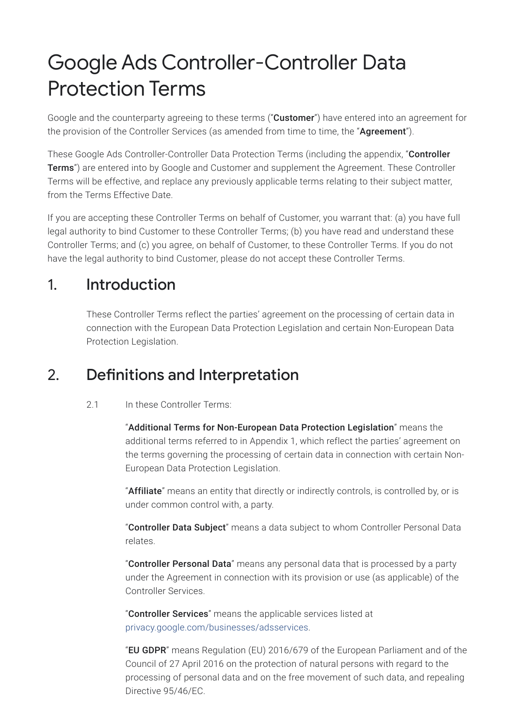# Google Ads Controller-Controller Data Protection Terms

Google and the counterparty agreeing to these terms ("**Customer**") have entered into an agreement for the provision of the Controller Services (as amended from time to time, the "**Agreement**").

These Google Ads Controller-Controller Data Protection Terms (including the appendix, "**Controller Terms**") are entered into by Google and Customer and supplement the Agreement. These Controller Terms will be effective, and replace any previously applicable terms relating to their subject matter, from the Terms Effective Date.

If you are accepting these Controller Terms on behalf of Customer, you warrant that: (a) you have full legal authority to bind Customer to these Controller Terms; (b) you have read and understand these Controller Terms; and (c) you agree, on behalf of Customer, to these Controller Terms. If you do not have the legal authority to bind Customer, please do not accept these Controller Terms.

## 1. Introduction

These Controller Terms reflect the parties' agreement on the processing of certain data in connection with the European Data Protection Legislation and certain Non-European Data Protection Legislation.

## 2. Definitions and Interpretation

2.1 In these Controller Terms:

"**Additional Terms for Non-European Data Protection Legislation**" means the additional terms referred to in Appendix 1, which reflect the parties' agreement on the terms governing the processing of certain data in connection with certain Non-European Data Protection Legislation.

"**Affiliate**" means an entity that directly or indirectly controls, is controlled by, or is under common control with, a party.

"**Controller Data Subject**" means a data subject to whom Controller Personal Data relates.

"**Controller Personal Data**" means any personal data that is processed by a party under the Agreement in connection with its provision or use (as applicable) of the Controller Services.

"**Controller Services**" means the applicable services listed at privacy.google.com/businesses/adsservices.

"**EU GDPR**" means Regulation (EU) 2016/679 of the European Parliament and of the Council of 27 April 2016 on the protection of natural persons with regard to the processing of personal data and on the free movement of such data, and repealing Directive 95/46/EC.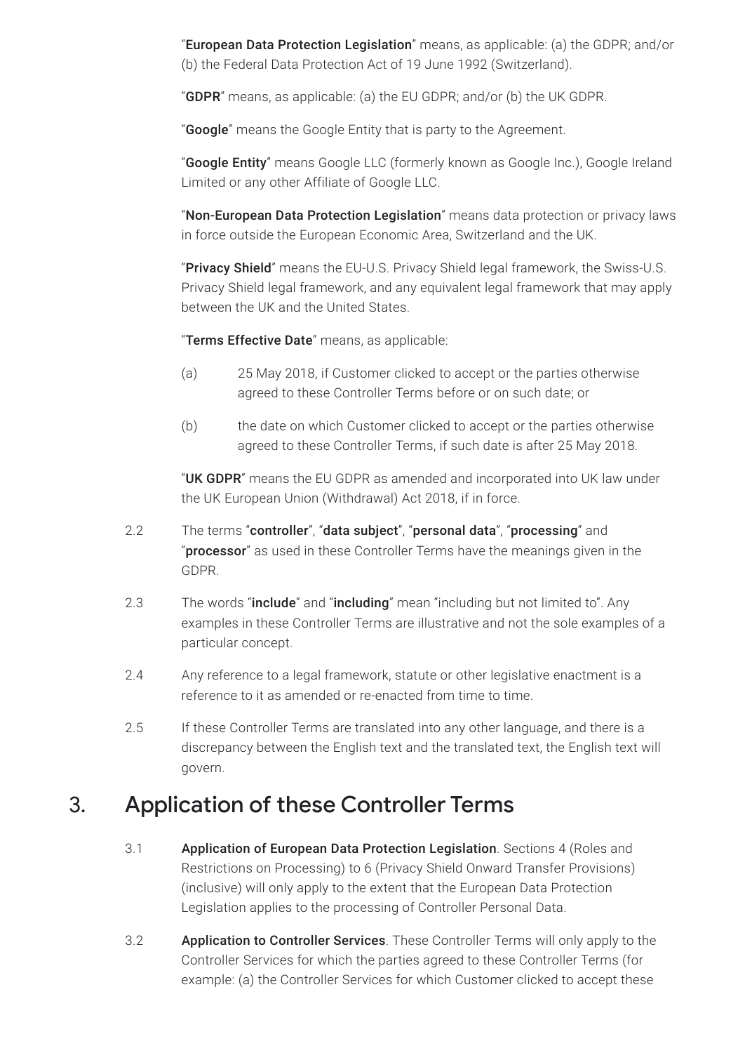"**European Data Protection Legislation**" means, as applicable: (a) the GDPR; and/or (b) the Federal Data Protection Act of 19 June 1992 (Switzerland).

"**GDPR**" means, as applicable: (a) the EU GDPR; and/or (b) the UK GDPR.

"**Google**" means the Google Entity that is party to the Agreement.

"**Google Entity**" means Google LLC (formerly known as Google Inc.), Google Ireland Limited or any other Affiliate of Google LLC.

"**Non-European Data Protection Legislation**" means data protection or privacy laws in force outside the European Economic Area, Switzerland and the UK.

"**Privacy Shield**" means the EU-U.S. Privacy Shield legal framework, the Swiss-U.S. Privacy Shield legal framework, and any equivalent legal framework that may apply between the UK and the United States.

"**Terms Effective Date**" means, as applicable:

(a) 25 May 2018, if Customer clicked to accept or the parties otherwise agreed to these Controller Terms before or on such date; or

(b) the date on which Customer clicked to accept or the parties otherwise agreed to these Controller Terms, if such date is after 25 May 2018.

"**UK GDPR**" means the EU GDPR as amended and incorporated into UK law under the UK European Union (Withdrawal) Act 2018, if in force.

2.2 The terms "**controller**", "**data subject**", "**personal data**", "**processing**" and "**processor**" as used in these Controller Terms have the meanings given in the GDPR.

2.3 The words "**include**" and "**including**" mean "including but not limited to". Any examples in these Controller Terms are illustrative and not the sole examples of a particular concept.

2.4 Any reference to a legal framework, statute or other legislative enactment is a reference to it as amended or re-enacted from time to time.

2.5 If these Controller Terms are translated into any other language, and there is a discrepancy between the English text and the translated text, the English text will govern.

## 3. Application of these Controller Terms

3.1 **Application of European Data Protection Legislation**. Sections 4 (Roles and Restrictions on Processing) to 6 (Privacy Shield Onward Transfer Provisions) (inclusive) will only apply to the extent that the European Data Protection Legislation applies to the processing of Controller Personal Data.

3.2 **Application to Controller Services**. These Controller Terms will only apply to the Controller Services for which the parties agreed to these Controller Terms (for example: (a) the Controller Services for which Customer clicked to accept these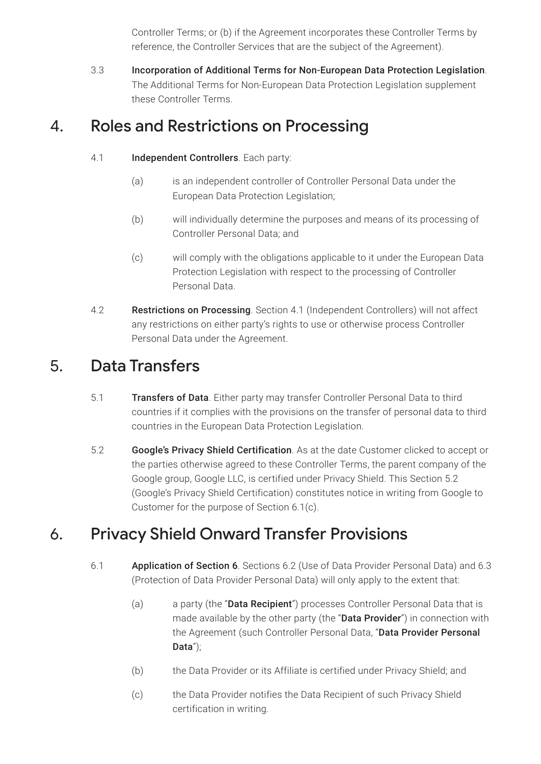Controller Terms; or (b) if the Agreement incorporates these Controller Terms by reference, the Controller Services that are the subject of the Agreement).

3.3 **Incorporation of Additional Terms for Non-European Data Protection Legislation**. The Additional Terms for Non-European Data Protection Legislation supplement these Controller Terms.

## 4. Roles and Restrictions on Processing

4.1 **Independent Controllers**. Each party:

(a) is an independent controller of Controller Personal Data under the European Data Protection Legislation;

(b) will individually determine the purposes and means of its processing of Controller Personal Data; and

(c) will comply with the obligations applicable to it under the European Data Protection Legislation with respect to the processing of Controller Personal Data.

4.2 **Restrictions on Processing**. Section 4.1 (Independent Controllers) will not affect any restrictions on either party's rights to use or otherwise process Controller Personal Data under the Agreement.

## 5. Data Transfers

5.1 **Transfers of Data**. Either party may transfer Controller Personal Data to third countries if it complies with the provisions on the transfer of personal data to third countries in the European Data Protection Legislation.

5.2 **Google's Privacy Shield Certification**. As at the date Customer clicked to accept or the parties otherwise agreed to these Controller Terms, the parent company of the Google group, Google LLC, is certified under Privacy Shield. This Section 5.2 (Google's Privacy Shield Certification) constitutes notice in writing from Google to Customer for the purpose of Section 6.1(c).

## 6. Privacy Shield Onward Transfer Provisions

6.1 **Application of Section 6**. Sections 6.2 (Use of Data Provider Personal Data) and 6.3 (Protection of Data Provider Personal Data) will only apply to the extent that:

(a) a party (the "**Data Recipient**") processes Controller Personal Data that is made available by the other party (the "**Data Provider**") in connection with the Agreement (such Controller Personal Data, "**Data Provider Personal Data**");

(b) the Data Provider or its Affiliate is certified under Privacy Shield; and

(c) the Data Provider notifies the Data Recipient of such Privacy Shield certification in writing.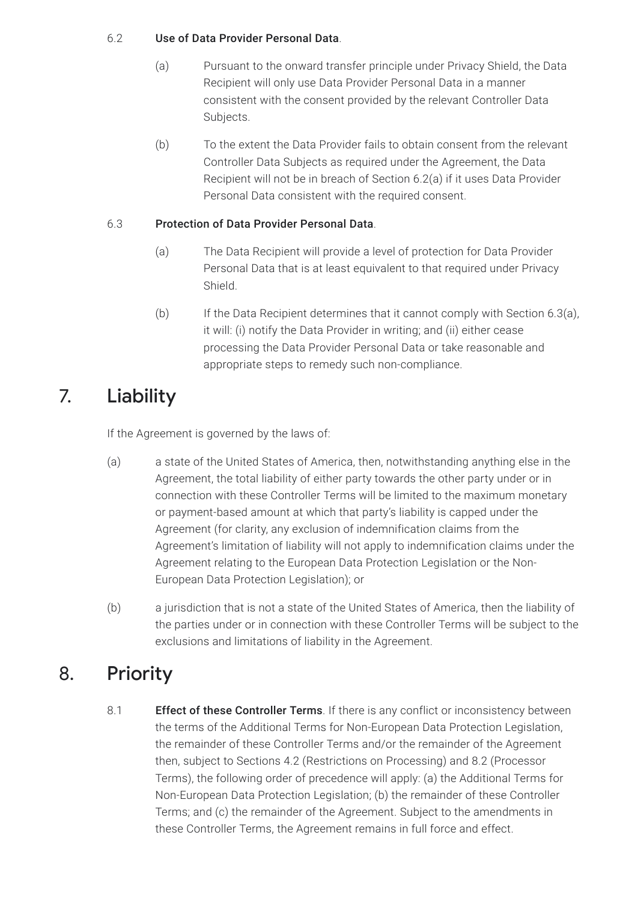6.2 **Use of Data Provider Personal Data**.

(a) Pursuant to the onward transfer principle under Privacy Shield, the Data Recipient will only use Data Provider Personal Data in a manner consistent with the consent provided by the relevant Controller Data Subjects.

(b) To the extent the Data Provider fails to obtain consent from the relevant Controller Data Subjects as required under the Agreement, the Data Recipient will not be in breach of Section 6.2(a) if it uses Data Provider Personal Data consistent with the required consent.

6.3 **Protection of Data Provider Personal Data**.

(a) The Data Recipient will provide a level of protection for Data Provider Personal Data that is at least equivalent to that required under Privacy Shield.

(b) If the Data Recipient determines that it cannot comply with Section 6.3(a), it will: (i) notify the Data Provider in writing; and (ii) either cease processing the Data Provider Personal Data or take reasonable and appropriate steps to remedy such non-compliance.

# 7. Liability

If the Agreement is governed by the laws of:

(a) a state of the United States of America, then, notwithstanding anything else in the Agreement, the total liability of either party towards the other party under or in connection with these Controller Terms will be limited to the maximum monetary or payment-based amount at which that party's liability is capped under the Agreement (for clarity, any exclusion of indemnification claims from the Agreement's limitation of liability will not apply to indemnification claims under the Agreement relating to the European Data Protection Legislation or the Non-European Data Protection Legislation); or

(b) a jurisdiction that is not a state of the United States of America, then the liability of the parties under or in connection with these Controller Terms will be subject to the exclusions and limitations of liability in the Agreement.

# 8. Priority

8.1 **Effect of these Controller Terms**. If there is any conflict or inconsistency between the terms of the Additional Terms for Non-European Data Protection Legislation, the remainder of these Controller Terms and/or the remainder of the Agreement then, subject to Sections 4.2 (Restrictions on Processing) and 8.2 (Processor Terms), the following order of precedence will apply: (a) the Additional Terms for Non-European Data Protection Legislation; (b) the remainder of these Controller Terms; and (c) the remainder of the Agreement. Subject to the amendments in these Controller Terms, the Agreement remains in full force and effect.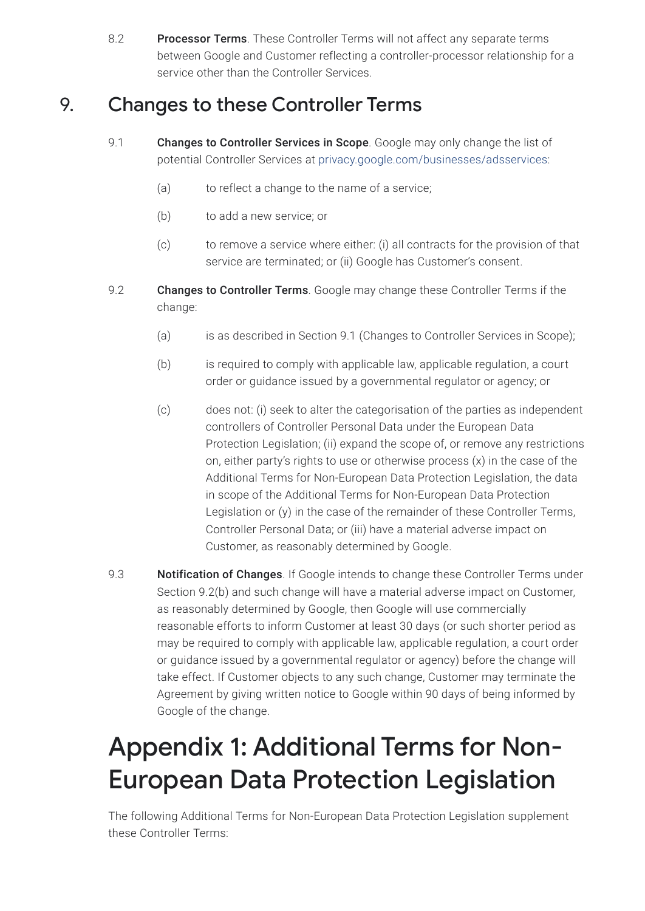8.2 **Processor Terms**. These Controller Terms will not affect any separate terms between Google and Customer reflecting a controller-processor relationship for a service other than the Controller Services.

## 9. Changes to these Controller Terms

9.1 **Changes to Controller Services in Scope**. Google may only change the list of potential Controller Services at privacy.google.com/businesses/adsservices:

(a) to reflect a change to the name of a service;

(b) to add a new service; or

(c) to remove a service where either: (i) all contracts for the provision of that service are terminated; or (ii) Google has Customer's consent.

9.2 **Changes to Controller Terms**. Google may change these Controller Terms if the change:

(a) is as described in Section 9.1 (Changes to Controller Services in Scope);

(b) is required to comply with applicable law, applicable regulation, a court order or guidance issued by a governmental regulator or agency; or

(c) does not: (i) seek to alter the categorisation of the parties as independent controllers of Controller Personal Data under the European Data Protection Legislation; (ii) expand the scope of, or remove any restrictions on, either party's rights to use or otherwise process (x) in the case of the Additional Terms for Non-European Data Protection Legislation, the data in scope of the Additional Terms for Non-European Data Protection Legislation or (y) in the case of the remainder of these Controller Terms, Controller Personal Data; or (iii) have a material adverse impact on Customer, as reasonably determined by Google.

9.3 **Notification of Changes**. If Google intends to change these Controller Terms under Section 9.2(b) and such change will have a material adverse impact on Customer, as reasonably determined by Google, then Google will use commercially reasonable efforts to inform Customer at least 30 days (or such shorter period as may be required to comply with applicable law, applicable regulation, a court order or guidance issued by a governmental regulator or agency) before the change will take effect. If Customer objects to any such change, Customer may terminate the Agreement by giving written notice to Google within 90 days of being informed by Google of the change.

# Appendix 1: Additional Terms for Non-European Data Protection Legislation

The following Additional Terms for Non-European Data Protection Legislation supplement these Controller Terms: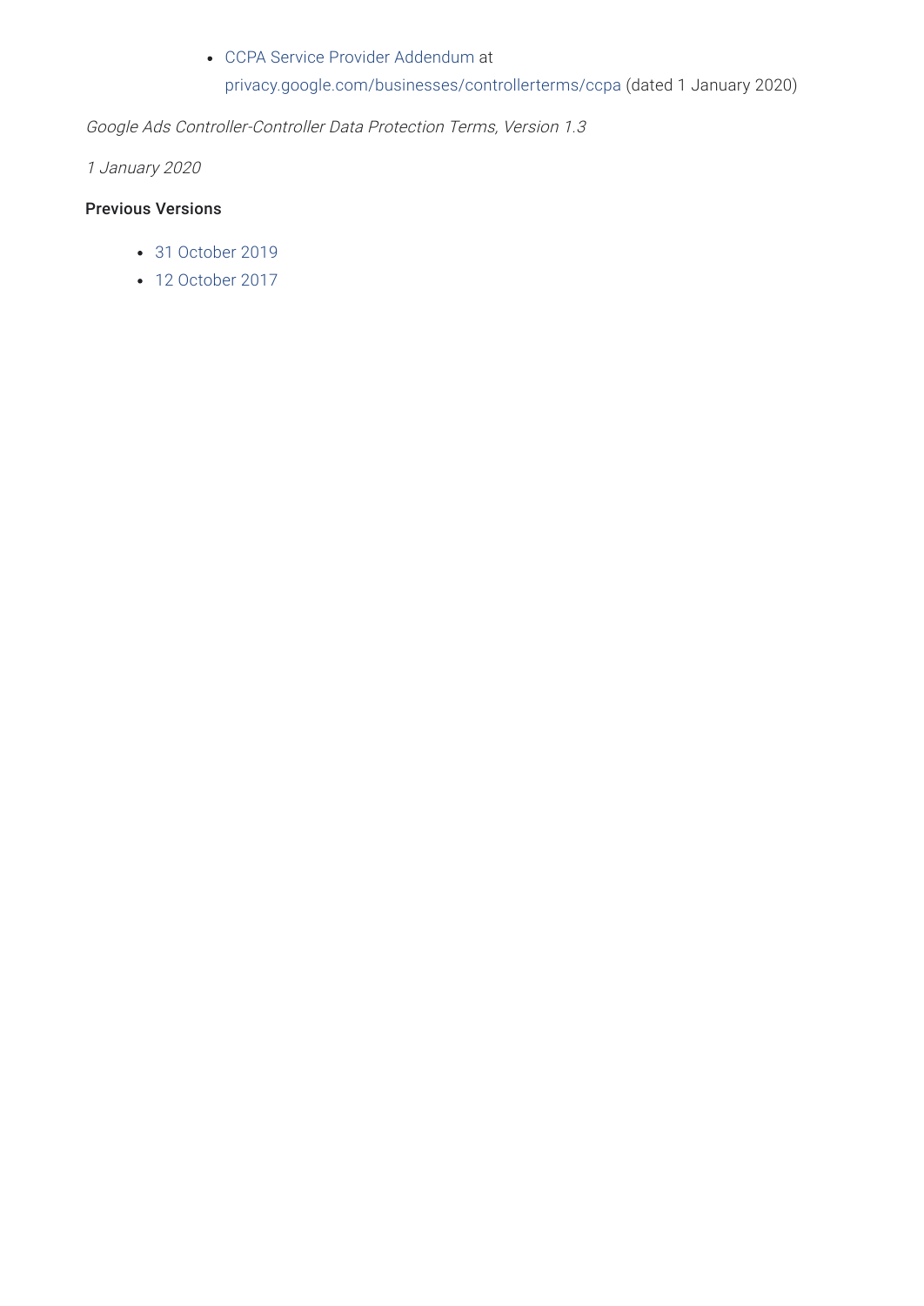- CCPA Service Provider Addendum at privacy.google.com/businesses/controllerterms/ccpa (dated 1 January 2020)

*Google Ads Controller-Controller Data Protection Terms, Version 1.3*

*1 January 2020*

**Previous Versions**

- 31 October 2019
- 12 October 2017